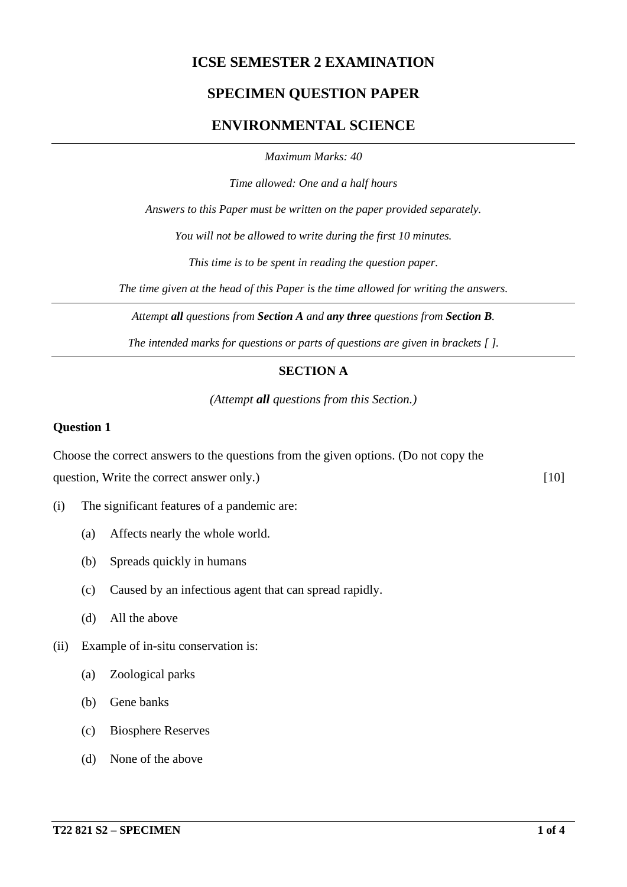# ICSE SEMESTER 2 EXAMINATION

# SPECIMEN QUESTION PAPER

# ENVIRONMENTAL SCIENCE

---

*Maximum Marks: 40*

*Time allowed: One and a half hours*

*Answers to this Paper must be written on the paper provided separately.*

*You will not be allowed to write during the first 10 minutes.*

*This time is to be spent in reading the question paper.*

*The time given at the head of this Paper is the time allowed for writing the answers.*

---

*Attempt **all** questions from **Section A** and **any three** questions from **Section B**.*

*The intended marks for questions or parts of questions are given in brackets [ ].*

---

## SECTION A

*(Attempt **all** questions from this Section.)*

### Question 1

Choose the correct answers to the questions from the given options. (Do not copy the question, Write the correct answer only.) [10]

(i) The significant features of a pandemic are:

- (a) Affects nearly the whole world.
- (b) Spreads quickly in humans
- (c) Caused by an infectious agent that can spread rapidly.
- (d) All the above

(ii) Example of in-situ conservation is:

- (a) Zoological parks
- (b) Gene banks
- (c) Biosphere Reserves
- (d) None of the above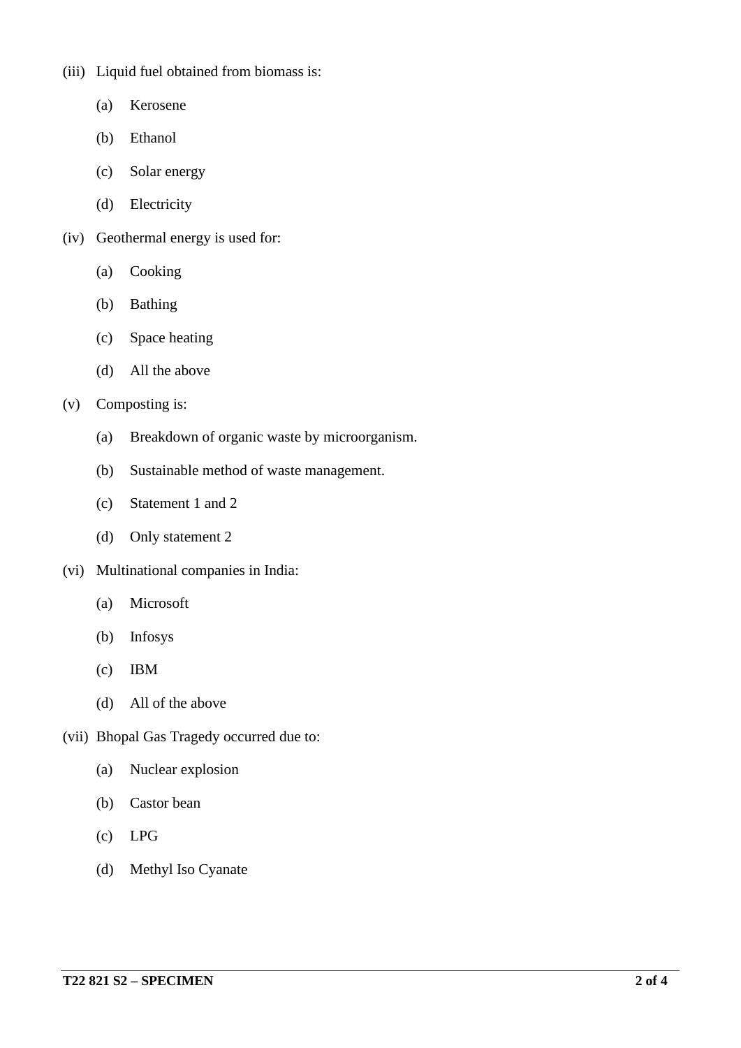(iii) Liquid fuel obtained from biomass is:

(a) Kerosene

(b) Ethanol

(c) Solar energy

(d) Electricity

(iv) Geothermal energy is used for:

(a) Cooking

(b) Bathing

(c) Space heating

(d) All the above

(v) Composting is:

(a) Breakdown of organic waste by microorganism.

(b) Sustainable method of waste management.

(c) Statement 1 and 2

(d) Only statement 2

(vi) Multinational companies in India:

(a) Microsoft

(b) Infosys

(c) IBM

(d) All of the above

(vii) Bhopal Gas Tragedy occurred due to:

(a) Nuclear explosion

(b) Castor bean

(c) LPG

(d) Methyl Iso Cyanate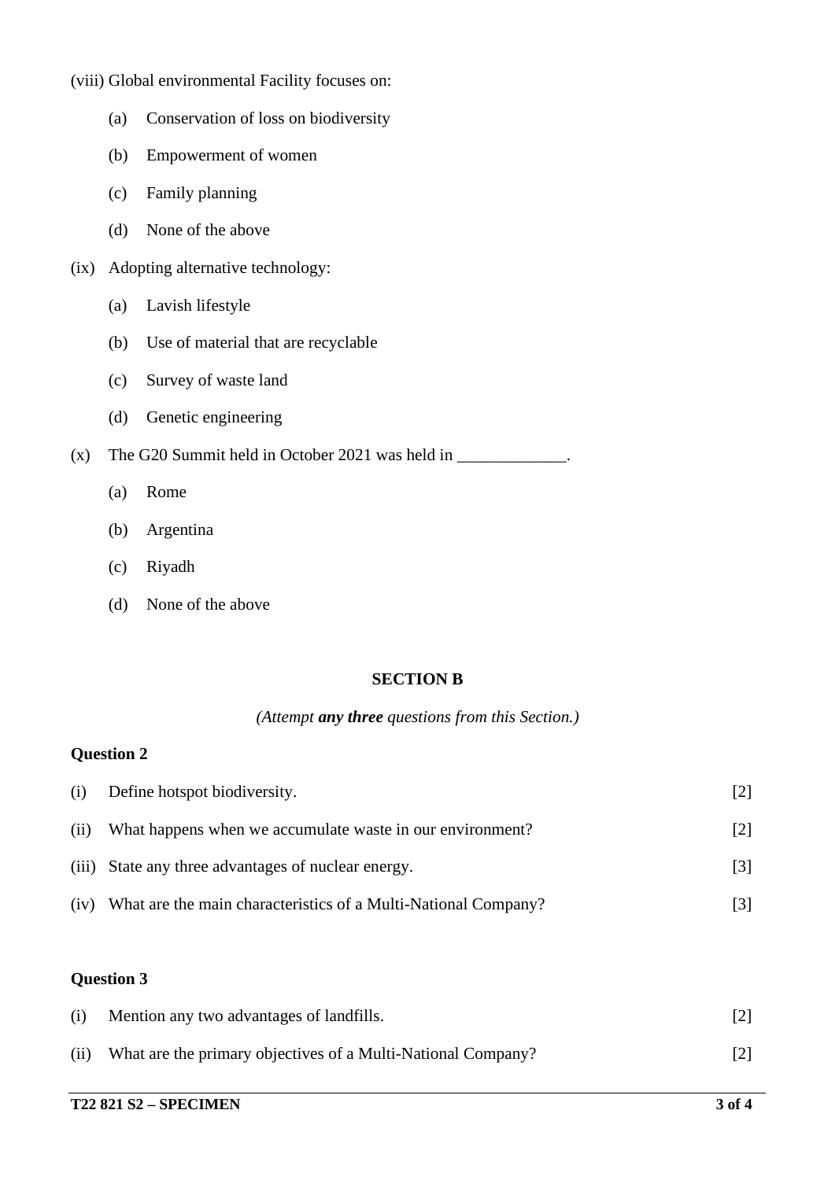(viii) Global environmental Facility focuses on:

(a) Conservation of loss on biodiversity

(b) Empowerment of women

(c) Family planning

(d) None of the above

(ix) Adopting alternative technology:

(a) Lavish lifestyle

(b) Use of material that are recyclable

(c) Survey of waste land

(d) Genetic engineering

(x) The G20 Summit held in October 2021 was held in _____________.

(a) Rome

(b) Argentina

(c) Riyadh

(d) None of the above

## SECTION B

*(Attempt **any three** questions from this Section.)*

### Question 2

(i) Define hotspot biodiversity. [2]

(ii) What happens when we accumulate waste in our environment? [2]

(iii) State any three advantages of nuclear energy. [3]

(iv) What are the main characteristics of a Multi-National Company? [3]

### Question 3

(i) Mention any two advantages of landfills. [2]

(ii) What are the primary objectives of a Multi-National Company? [2]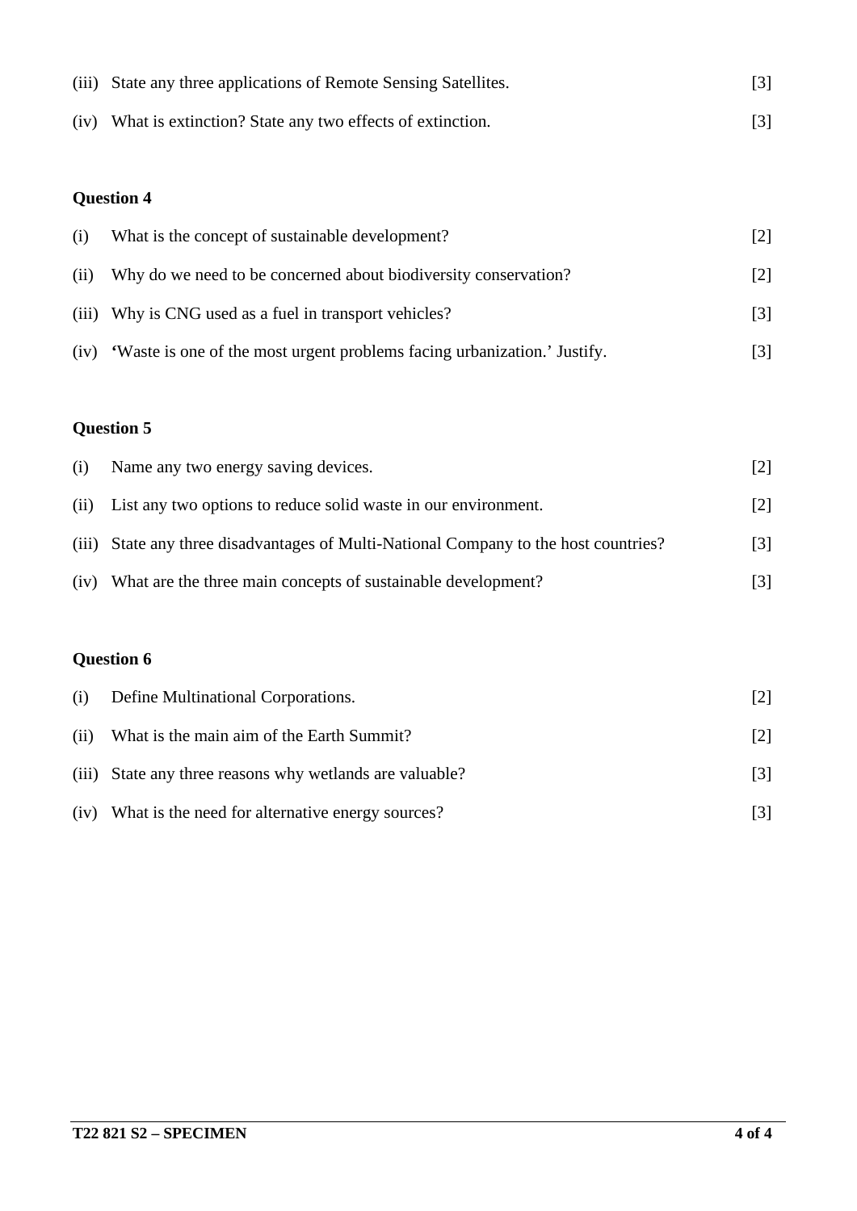(iii) State any three applications of Remote Sensing Satellites. [3]

(iv) What is extinction? State any two effects of extinction. [3]

**Question 4**

(i) What is the concept of sustainable development? [2]

(ii) Why do we need to be concerned about biodiversity conservation? [2]

(iii) Why is CNG used as a fuel in transport vehicles? [3]

(iv) 'Waste is one of the most urgent problems facing urbanization.' Justify. [3]

**Question 5**

(i) Name any two energy saving devices. [2]

(ii) List any two options to reduce solid waste in our environment. [2]

(iii) State any three disadvantages of Multi-National Company to the host countries? [3]

(iv) What are the three main concepts of sustainable development? [3]

**Question 6**

(i) Define Multinational Corporations. [2]

(ii) What is the main aim of the Earth Summit? [2]

(iii) State any three reasons why wetlands are valuable? [3]

(iv) What is the need for alternative energy sources? [3]